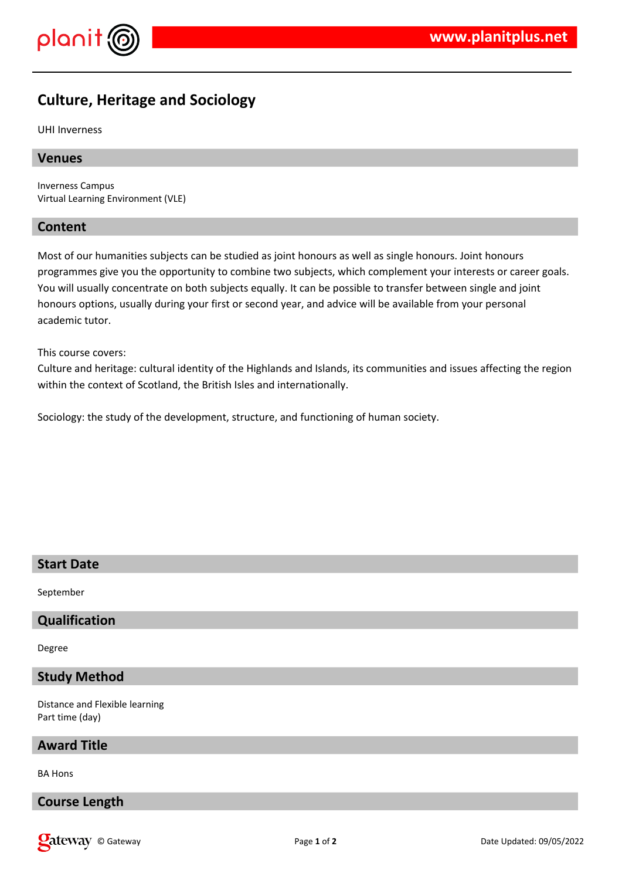# Culture, Heritage and Sociology

UHI Inverness

## Venues

Inverness Campus
Virtual Learning Environment (VLE)

## Content

Most of our humanities subjects can be studied as joint honours as well as single honours. Joint honours programmes give you the opportunity to combine two subjects, which complement your interests or career goals. You will usually concentrate on both subjects equally. It can be possible to transfer between single and joint honours options, usually during your first or second year, and advice will be available from your personal academic tutor.

This course covers:
Culture and heritage: cultural identity of the Highlands and Islands, its communities and issues affecting the region within the context of Scotland, the British Isles and internationally.

Sociology: the study of the development, structure, and functioning of human society.

## Start Date

September

## Qualification

Degree

## Study Method

Distance and Flexible learning
Part time (day)

## Award Title

BA Hons

## Course Length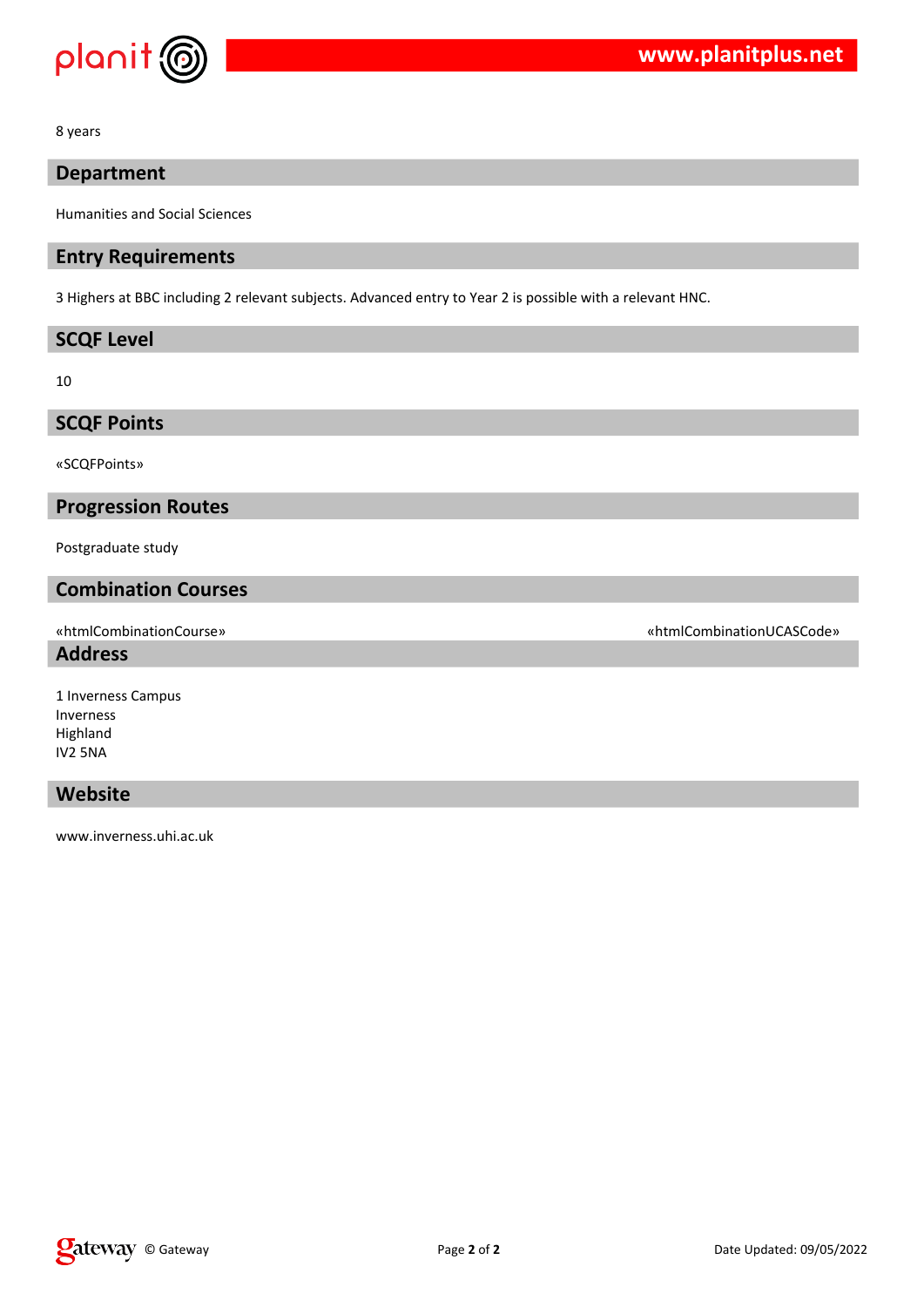8 years

## Department

Humanities and Social Sciences

## Entry Requirements

3 Highers at BBC including 2 relevant subjects. Advanced entry to Year 2 is possible with a relevant HNC.

## SCQF Level

10

## SCQF Points

«SCQFPoints»

## Progression Routes

Postgraduate study

## Combination Courses

«htmlCombinationCourse» «htmlCombinationUCASCode»

## Address

1 Inverness Campus
Inverness
Highland
IV2 5NA

## Website

www.inverness.uhi.ac.uk